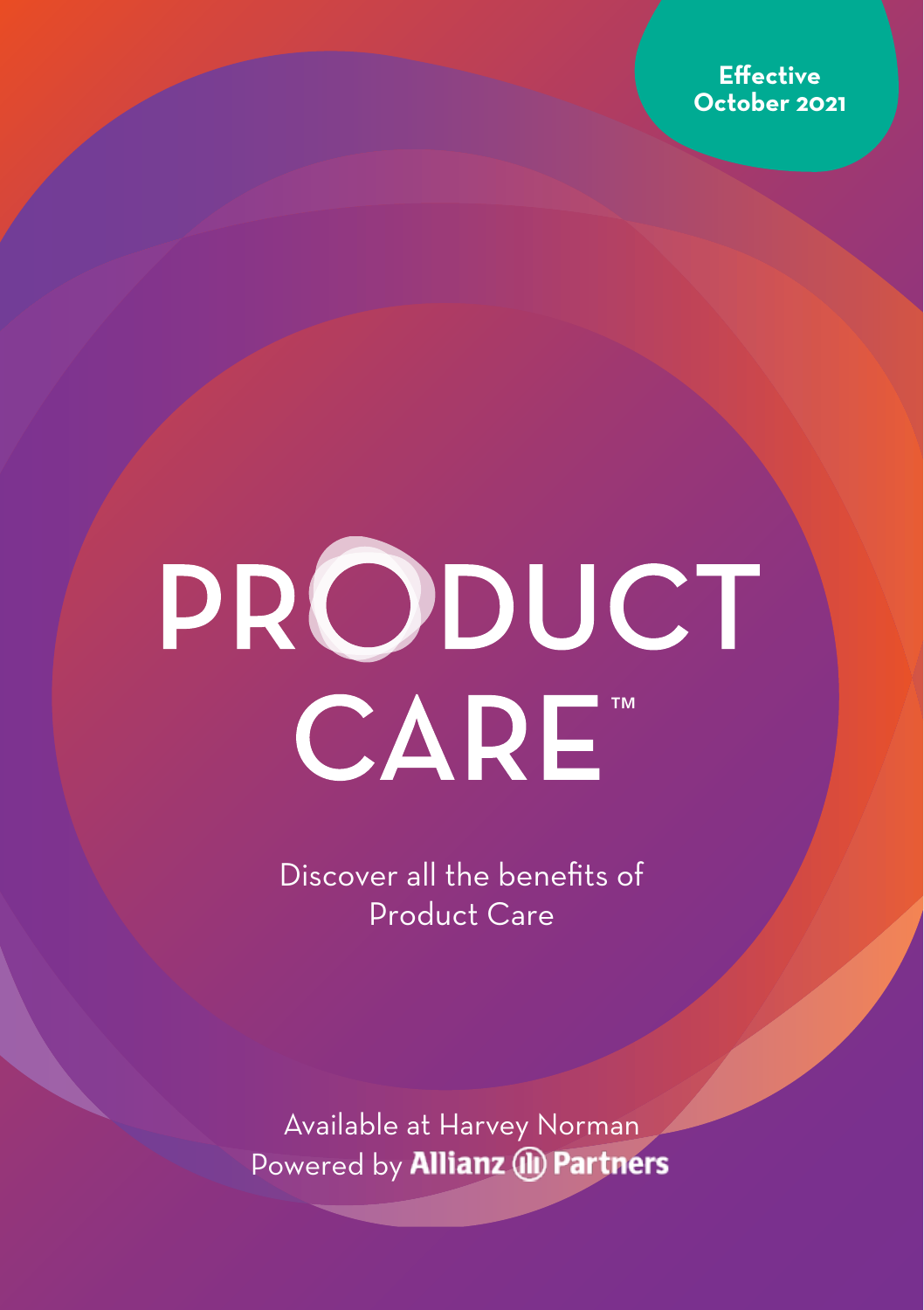**Effective October 2021**

# PRODUCT CARE™

Discover all the benefits of Product Care

Available at Harvey Norman
Powered by Allianz Partners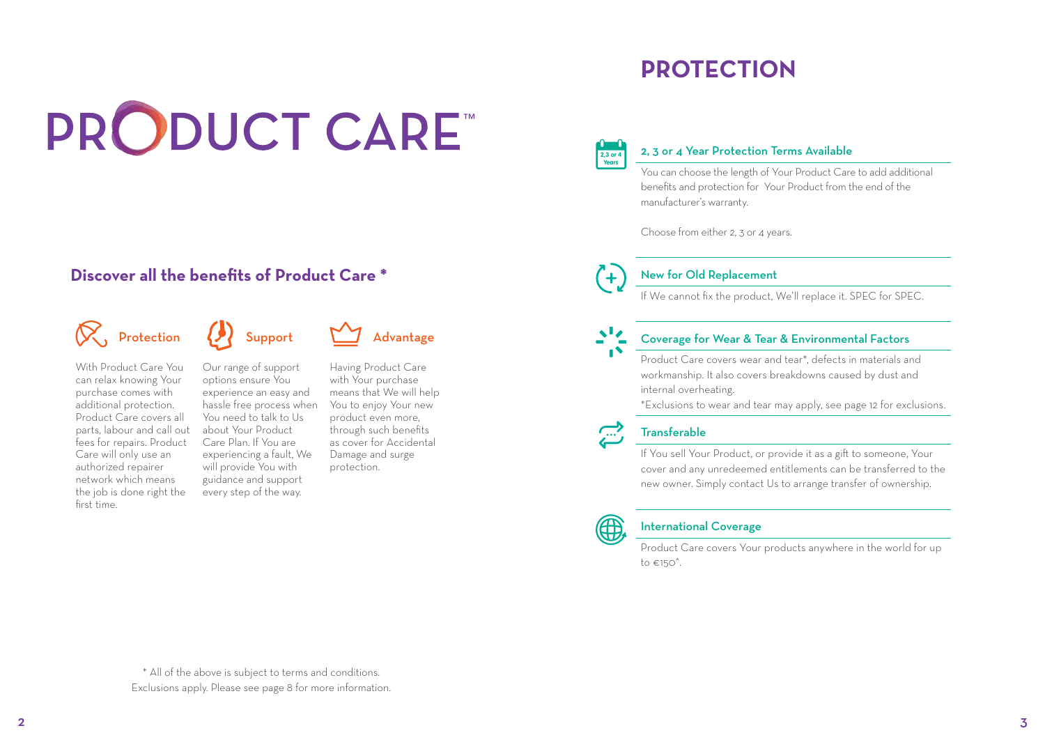# PRODUCT CARE™

## Discover all the benefits of Product Care *

### Protection

With Product Care You can relax knowing Your purchase comes with additional protection. Product Care covers all parts, labour and call out fees for repairs. Product Care will only use an authorized repairer network which means the job is done right the first time.

### Support

Our range of support options ensure You experience an easy and hassle free process when You need to talk to Us about Your Product Care Plan. If You are experiencing a fault, We will provide You with guidance and support every step of the way.

### Advantage

Having Product Care with Your purchase means that We will help You to enjoy Your new product even more, through such benefits as cover for Accidental Damage and surge protection.

* All of the above is subject to terms and conditions. Exclusions apply. Please see page 8 for more information.

# PROTECTION

### 2, 3 or 4 Year Protection Terms Available

You can choose the length of Your Product Care to add additional benefits and protection for Your Product from the end of the manufacturer's warranty.

Choose from either 2, 3 or 4 years.

### New for Old Replacement

If We cannot fix the product, We'll replace it. SPEC for SPEC.

### Coverage for Wear & Tear & Environmental Factors

Product Care covers wear and tear*, defects in materials and workmanship. It also covers breakdowns caused by dust and internal overheating.

*Exclusions to wear and tear may apply, see page 12 for exclusions.

### Transferable

If You sell Your Product, or provide it as a gift to someone, Your cover and any unredeemed entitlements can be transferred to the new owner. Simply contact Us to arrange transfer of ownership.

### International Coverage

Product Care covers Your products anywhere in the world for up to €150^.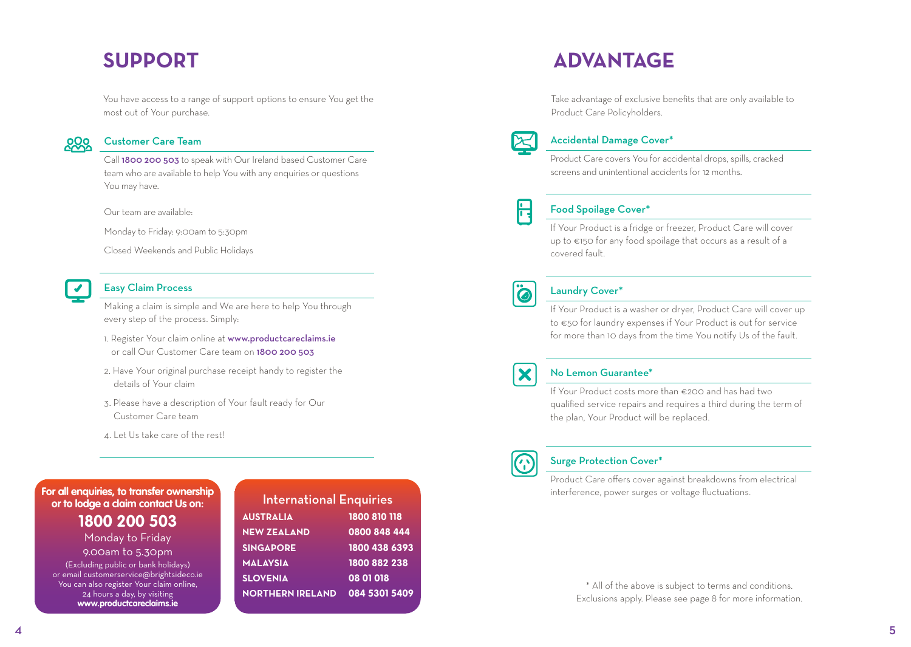# SUPPORT

You have access to a range of support options to ensure You get the most out of Your purchase.

### Customer Care Team

Call **1800 200 503** to speak with Our Ireland based Customer Care team who are available to help You with any enquiries or questions You may have.

Our team are available:

Monday to Friday: 9:00am to 5:30pm

Closed Weekends and Public Holidays

### Easy Claim Process

Making a claim is simple and We are here to help You through every step of the process. Simply:

1. Register Your claim online at **www.productcareclaims.ie** or call Our Customer Care team on **1800 200 503**
2. Have Your original purchase receipt handy to register the details of Your claim
3. Please have a description of Your fault ready for Our Customer Care team
4. Let Us take care of the rest!

**For all enquiries, to transfer ownership or to lodge a claim contact Us on:**

**1800 200 503**

Monday to Friday
9.00am to 5.30pm
(Excluding public or bank holidays)
or email customerservice@brightsideco.ie
You can also register Your claim online, 24 hours a day, by visiting
**www.productcareclaims.ie**

### International Enquiries

| | |
|---|---|
| **AUSTRALIA** | **1800 810 118** |
| **NEW ZEALAND** | **0800 848 444** |
| **SINGAPORE** | **1800 438 6393** |
| **MALAYSIA** | **1800 882 238** |
| **SLOVENIA** | **08 01 018** |
| **NORTHERN IRELAND** | **084 5301 5409** |

# ADVANTAGE

Take advantage of exclusive benefits that are only available to Product Care Policyholders.

### Accidental Damage Cover*

Product Care covers You for accidental drops, spills, cracked screens and unintentional accidents for 12 months.

### Food Spoilage Cover*

If Your Product is a fridge or freezer, Product Care will cover up to €150 for any food spoilage that occurs as a result of a covered fault.

### Laundry Cover*

If Your Product is a washer or dryer, Product Care will cover up to €50 for laundry expenses if Your Product is out for service for more than 10 days from the time You notify Us of the fault.

### No Lemon Guarantee*

If Your Product costs more than €200 and has had two qualified service repairs and requires a third during the term of the plan, Your Product will be replaced.

### Surge Protection Cover*

Product Care offers cover against breakdowns from electrical interference, power surges or voltage fluctuations.

* All of the above is subject to terms and conditions. Exclusions apply. Please see page 8 for more information.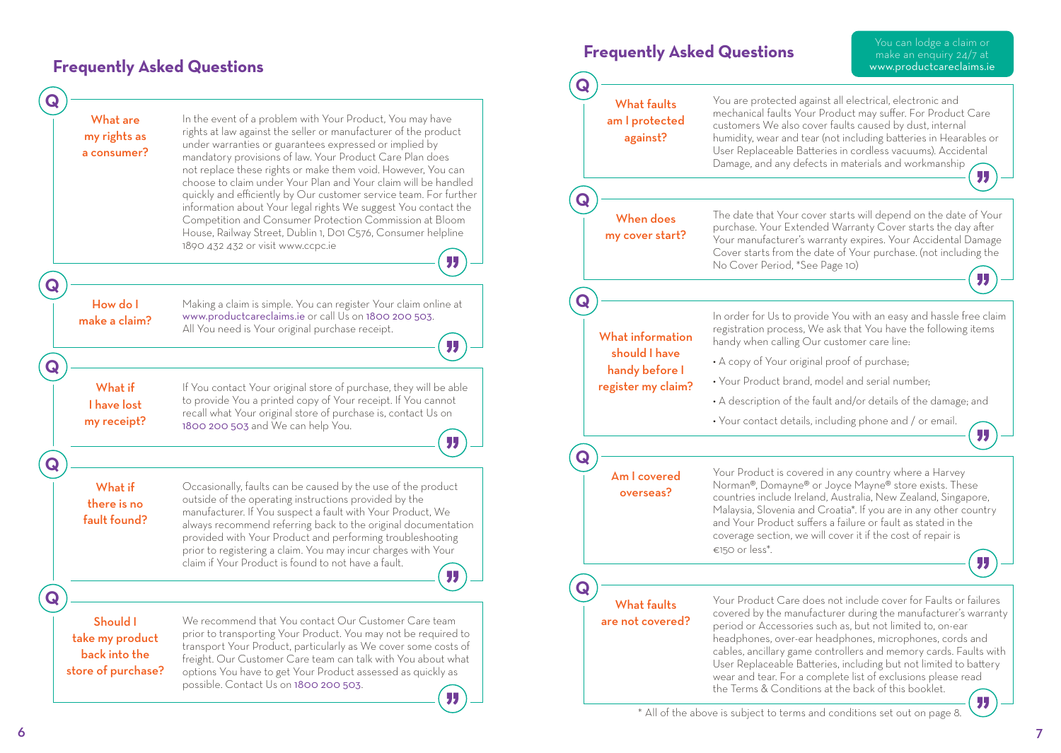## Frequently Asked Questions

### What are my rights as a consumer?

In the event of a problem with Your Product, You may have rights at law against the seller or manufacturer of the product under warranties or guarantees expressed or implied by mandatory provisions of law. Your Product Care Plan does not replace these rights or make them void. However, You can choose to claim under Your Plan and Your claim will be handled quickly and efficiently by Our customer service team. For further information about Your legal rights We suggest You contact the Competition and Consumer Protection Commission at Bloom House, Railway Street, Dublin 1, D01 C576, Consumer helpline 1890 432 432 or visit www.ccpc.ie

### How do I make a claim?

Making a claim is simple. You can register Your claim online at www.productcareclaims.ie or call Us on 1800 200 503. All You need is Your original purchase receipt.

### What if I have lost my receipt?

If You contact Your original store of purchase, they will be able to provide You a printed copy of Your receipt. If You cannot recall what Your original store of purchase is, contact Us on 1800 200 503 and We can help You.

### What if there is no fault found?

Occasionally, faults can be caused by the use of the product outside of the operating instructions provided by the manufacturer. If You suspect a fault with Your Product, We always recommend referring back to the original documentation provided with Your Product and performing troubleshooting prior to registering a claim. You may incur charges with Your claim if Your Product is found to not have a fault.

### Should I take my product back into the store of purchase?

We recommend that You contact Our Customer Care team prior to transporting Your Product. You may not be required to transport Your Product, particularly as We cover some costs of freight. Our Customer Care team can talk with You about what options You have to get Your Product assessed as quickly as possible. Contact Us on 1800 200 503.

## Frequently Asked Questions

You can lodge a claim or make an enquiry 24/7 at www.productcareclaims.ie

### What faults am I protected against?

You are protected against all electrical, electronic and mechanical faults Your Product may suffer. For Product Care customers We also cover faults caused by dust, internal humidity, wear and tear (not including batteries in Hearables or User Replaceable Batteries in cordless vacuums). Accidental Damage, and any defects in materials and workmanship

### When does my cover start?

The date that Your cover starts will depend on the date of Your purchase. Your Extended Warranty Cover starts the day after Your manufacturer's warranty expires. Your Accidental Damage Cover starts from the date of Your purchase. (not including the No Cover Period, *See Page 10)

### What information should I have handy before I register my claim?

In order for Us to provide You with an easy and hassle free claim registration process, We ask that You have the following items handy when calling Our customer care line:

- A copy of Your original proof of purchase;
- Your Product brand, model and serial number;
- A description of the fault and/or details of the damage; and
- Your contact details, including phone and / or email.

### Am I covered overseas?

Your Product is covered in any country where a Harvey Norman®, Domayne® or Joyce Mayne® store exists. These countries include Ireland, Australia, New Zealand, Singapore, Malaysia, Slovenia and Croatia*. If you are in any other country and Your Product suffers a failure or fault as stated in the coverage section, we will cover it if the cost of repair is €150 or less*.

### What faults are not covered?

Your Product Care does not include cover for Faults or failures covered by the manufacturer during the manufacturer's warranty period or Accessories such as, but not limited to, on-ear headphones, over-ear headphones, microphones, cords and cables, ancillary game controllers and memory cards. Faults with User Replaceable Batteries, including but not limited to battery wear and tear. For a complete list of exclusions please read the Terms & Conditions at the back of this booklet.

* All of the above is subject to terms and conditions set out on page 8.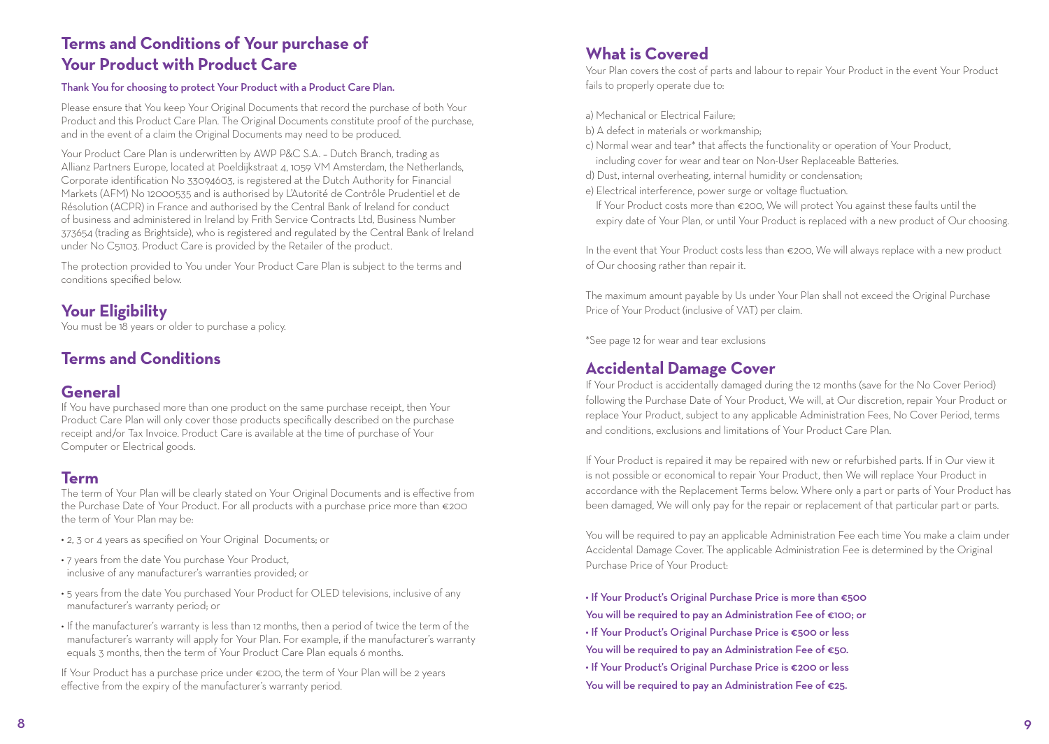## Terms and Conditions of Your purchase of Your Product with Product Care

**Thank You for choosing to protect Your Product with a Product Care Plan.**

Please ensure that You keep Your Original Documents that record the purchase of both Your Product and this Product Care Plan. The Original Documents constitute proof of the purchase, and in the event of a claim the Original Documents may need to be produced.

Your Product Care Plan is underwritten by AWP P&C S.A. – Dutch Branch, trading as Allianz Partners Europe, located at Poeldijkstraat 4, 1059 VM Amsterdam, the Netherlands, Corporate identification No 33094603, is registered at the Dutch Authority for Financial Markets (AFM) No 12000535 and is authorised by L'Autorité de Contrôle Prudentiel et de Résolution (ACPR) in France and authorised by the Central Bank of Ireland for conduct of business and administered in Ireland by Frith Service Contracts Ltd, Business Number 373654 (trading as Brightside), who is registered and regulated by the Central Bank of Ireland under No C51103. Product Care is provided by the Retailer of the product.

The protection provided to You under Your Product Care Plan is subject to the terms and conditions specified below.

## Your Eligibility

You must be 18 years or older to purchase a policy.

## Terms and Conditions

## General

If You have purchased more than one product on the same purchase receipt, then Your Product Care Plan will only cover those products specifically described on the purchase receipt and/or Tax Invoice. Product Care is available at the time of purchase of Your Computer or Electrical goods.

## Term

The term of Your Plan will be clearly stated on Your Original Documents and is effective from the Purchase Date of Your Product. For all products with a purchase price more than €200 the term of Your Plan may be:

- 2, 3 or 4 years as specified on Your Original Documents; or
- 7 years from the date You purchase Your Product, inclusive of any manufacturer's warranties provided; or
- 5 years from the date You purchased Your Product for OLED televisions, inclusive of any manufacturer's warranty period; or
- If the manufacturer's warranty is less than 12 months, then a period of twice the term of the manufacturer's warranty will apply for Your Plan. For example, if the manufacturer's warranty equals 3 months, then the term of Your Product Care Plan equals 6 months.

If Your Product has a purchase price under €200, the term of Your Plan will be 2 years effective from the expiry of the manufacturer's warranty period.

## What is Covered

Your Plan covers the cost of parts and labour to repair Your Product in the event Your Product fails to properly operate due to:

a) Mechanical or Electrical Failure;
b) A defect in materials or workmanship;
c) Normal wear and tear* that affects the functionality or operation of Your Product, including cover for wear and tear on Non-User Replaceable Batteries.
d) Dust, internal overheating, internal humidity or condensation;
e) Electrical interference, power surge or voltage fluctuation.
If Your Product costs more than €200, We will protect You against these faults until the expiry date of Your Plan, or until Your Product is replaced with a new product of Our choosing.

In the event that Your Product costs less than €200, We will always replace with a new product of Our choosing rather than repair it.

The maximum amount payable by Us under Your Plan shall not exceed the Original Purchase Price of Your Product (inclusive of VAT) per claim.

*See page 12 for wear and tear exclusions

## Accidental Damage Cover

If Your Product is accidentally damaged during the 12 months (save for the No Cover Period) following the Purchase Date of Your Product, We will, at Our discretion, repair Your Product or replace Your Product, subject to any applicable Administration Fees, No Cover Period, terms and conditions, exclusions and limitations of Your Product Care Plan.

If Your Product is repaired it may be repaired with new or refurbished parts. If in Our view it is not possible or economical to repair Your Product, then We will replace Your Product in accordance with the Replacement Terms below. Where only a part or parts of Your Product has been damaged, We will only pay for the repair or replacement of that particular part or parts.

You will be required to pay an applicable Administration Fee each time You make a claim under Accidental Damage Cover. The applicable Administration Fee is determined by the Original Purchase Price of Your Product:

- **If Your Product's Original Purchase Price is more than €500 You will be required to pay an Administration Fee of €100; or**
- **If Your Product's Original Purchase Price is €500 or less You will be required to pay an Administration Fee of €50.**
- **If Your Product's Original Purchase Price is €200 or less You will be required to pay an Administration Fee of €25.**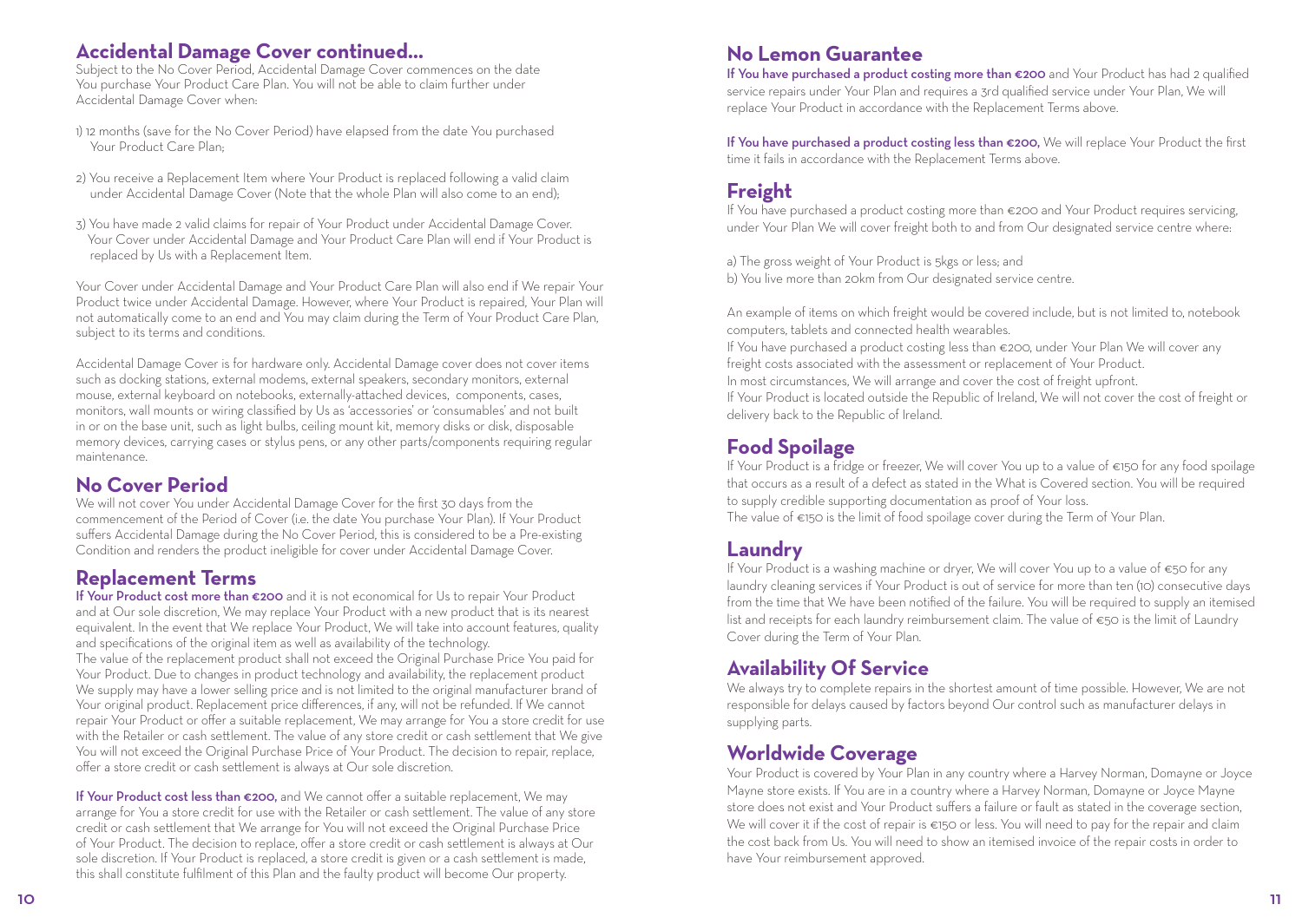## Accidental Damage Cover continued...

Subject to the No Cover Period, Accidental Damage Cover commences on the date You purchase Your Product Care Plan. You will not be able to claim further under Accidental Damage Cover when:

1) 12 months (save for the No Cover Period) have elapsed from the date You purchased Your Product Care Plan;

2) You receive a Replacement Item where Your Product is replaced following a valid claim under Accidental Damage Cover (Note that the whole Plan will also come to an end);

3) You have made 2 valid claims for repair of Your Product under Accidental Damage Cover. Your Cover under Accidental Damage and Your Product Care Plan will end if Your Product is replaced by Us with a Replacement Item.

Your Cover under Accidental Damage and Your Product Care Plan will also end if We repair Your Product twice under Accidental Damage. However, where Your Product is repaired, Your Plan will not automatically come to an end and You may claim during the Term of Your Product Care Plan, subject to its terms and conditions.

Accidental Damage Cover is for hardware only. Accidental Damage cover does not cover items such as docking stations, external modems, external speakers, secondary monitors, external mouse, external keyboard on notebooks, externally-attached devices, components, cases, monitors, wall mounts or wiring classified by Us as 'accessories' or 'consumables' and not built in or on the base unit, such as light bulbs, ceiling mount kit, memory disks or disk, disposable memory devices, carrying cases or stylus pens, or any other parts/components requiring regular maintenance.

## No Cover Period

We will not cover You under Accidental Damage Cover for the first 30 days from the commencement of the Period of Cover (i.e. the date You purchase Your Plan). If Your Product suffers Accidental Damage during the No Cover Period, this is considered to be a Pre-existing Condition and renders the product ineligible for cover under Accidental Damage Cover.

## Replacement Terms

**If Your Product cost more than €200** and it is not economical for Us to repair Your Product and at Our sole discretion, We may replace Your Product with a new product that is its nearest equivalent. In the event that We replace Your Product, We will take into account features, quality and specifications of the original item as well as availability of the technology.

The value of the replacement product shall not exceed the Original Purchase Price You paid for Your Product. Due to changes in product technology and availability, the replacement product We supply may have a lower selling price and is not limited to the original manufacturer brand of Your original product. Replacement price differences, if any, will not be refunded. If We cannot repair Your Product or offer a suitable replacement, We may arrange for You a store credit for use with the Retailer or cash settlement. The value of any store credit or cash settlement that We give You will not exceed the Original Purchase Price of Your Product. The decision to repair, replace, offer a store credit or cash settlement is always at Our sole discretion.

**If Your Product cost less than €200,** and We cannot offer a suitable replacement, We may arrange for You a store credit for use with the Retailer or cash settlement. The value of any store credit or cash settlement that We arrange for You will not exceed the Original Purchase Price of Your Product. The decision to replace, offer a store credit or cash settlement is always at Our sole discretion. If Your Product is replaced, a store credit is given or a cash settlement is made, this shall constitute fulfilment of this Plan and the faulty product will become Our property.

## No Lemon Guarantee

**If You have purchased a product costing more than €200** and Your Product has had 2 qualified service repairs under Your Plan and requires a 3rd qualified service under Your Plan, We will replace Your Product in accordance with the Replacement Terms above.

**If You have purchased a product costing less than €200,** We will replace Your Product the first time it fails in accordance with the Replacement Terms above.

## Freight

If You have purchased a product costing more than €200 and Your Product requires servicing, under Your Plan We will cover freight both to and from Our designated service centre where:

a) The gross weight of Your Product is 5kgs or less; and
b) You live more than 20km from Our designated service centre.

An example of items on which freight would be covered include, but is not limited to, notebook computers, tablets and connected health wearables.

If You have purchased a product costing less than €200, under Your Plan We will cover any freight costs associated with the assessment or replacement of Your Product.

In most circumstances, We will arrange and cover the cost of freight upfront.

If Your Product is located outside the Republic of Ireland, We will not cover the cost of freight or delivery back to the Republic of Ireland.

## Food Spoilage

If Your Product is a fridge or freezer, We will cover You up to a value of €150 for any food spoilage that occurs as a result of a defect as stated in the What is Covered section. You will be required to supply credible supporting documentation as proof of Your loss.

The value of €150 is the limit of food spoilage cover during the Term of Your Plan.

## Laundry

If Your Product is a washing machine or dryer, We will cover You up to a value of €50 for any laundry cleaning services if Your Product is out of service for more than ten (10) consecutive days from the time that We have been notified of the failure. You will be required to supply an itemised list and receipts for each laundry reimbursement claim. The value of €50 is the limit of Laundry Cover during the Term of Your Plan.

## Availability Of Service

We always try to complete repairs in the shortest amount of time possible. However, We are not responsible for delays caused by factors beyond Our control such as manufacturer delays in supplying parts.

## Worldwide Coverage

Your Product is covered by Your Plan in any country where a Harvey Norman, Domayne or Joyce Mayne store exists. If You are in a country where a Harvey Norman, Domayne or Joyce Mayne store does not exist and Your Product suffers a failure or fault as stated in the coverage section, We will cover it if the cost of repair is €150 or less. You will need to pay for the repair and claim the cost back from Us. You will need to show an itemised invoice of the repair costs in order to have Your reimbursement approved.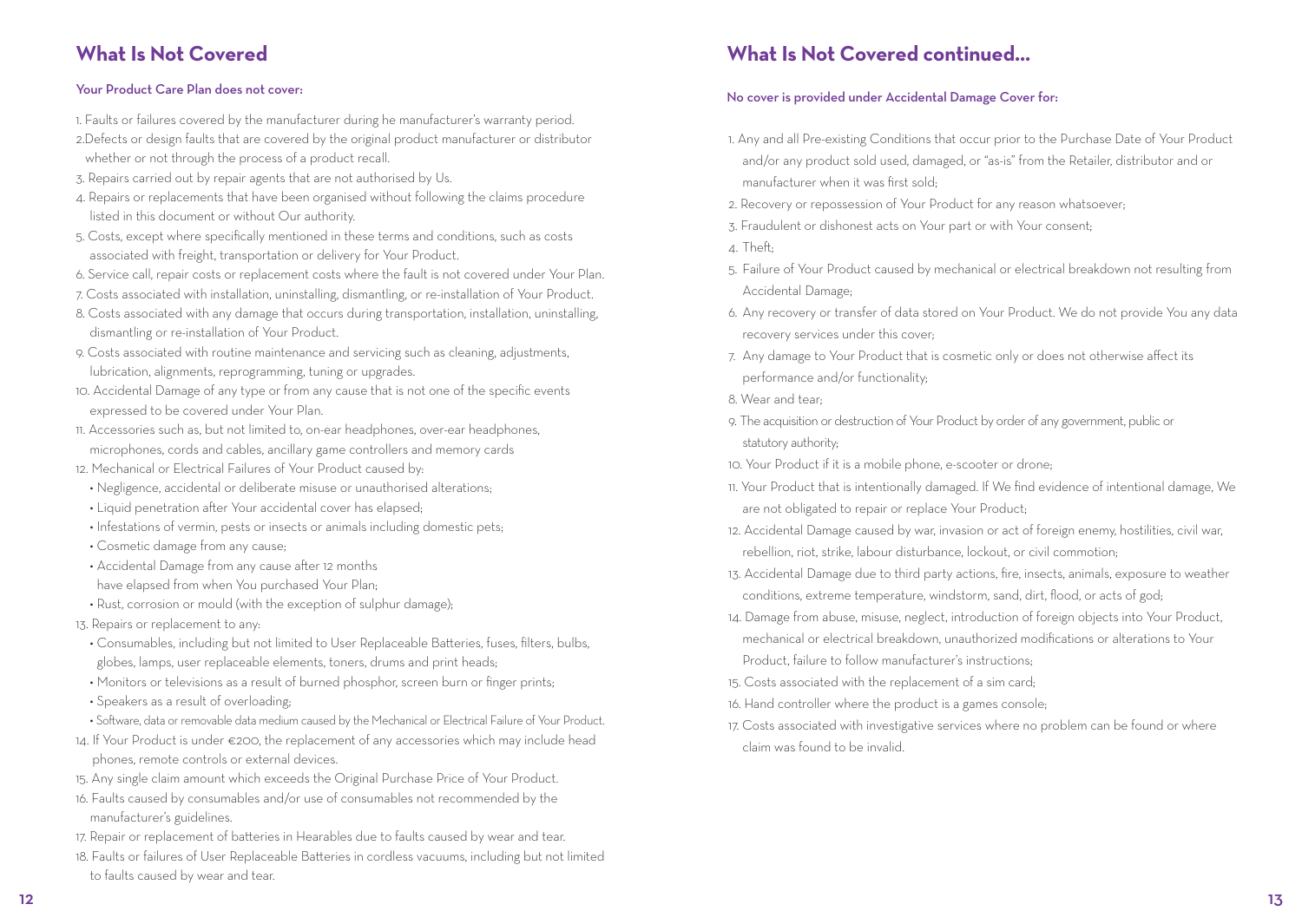## What Is Not Covered

**Your Product Care Plan does not cover:**

1. Faults or failures covered by the manufacturer during he manufacturer's warranty period.
2. Defects or design faults that are covered by the original product manufacturer or distributor whether or not through the process of a product recall.
3. Repairs carried out by repair agents that are not authorised by Us.
4. Repairs or replacements that have been organised without following the claims procedure listed in this document or without Our authority.
5. Costs, except where specifically mentioned in these terms and conditions, such as costs associated with freight, transportation or delivery for Your Product.
6. Service call, repair costs or replacement costs where the fault is not covered under Your Plan.
7. Costs associated with installation, uninstalling, dismantling, or re-installation of Your Product.
8. Costs associated with any damage that occurs during transportation, installation, uninstalling, dismantling or re-installation of Your Product.
9. Costs associated with routine maintenance and servicing such as cleaning, adjustments, lubrication, alignments, reprogramming, tuning or upgrades.
10. Accidental Damage of any type or from any cause that is not one of the specific events expressed to be covered under Your Plan.
11. Accessories such as, but not limited to, on-ear headphones, over-ear headphones, microphones, cords and cables, ancillary game controllers and memory cards
12. Mechanical or Electrical Failures of Your Product caused by:
    - Negligence, accidental or deliberate misuse or unauthorised alterations;
    - Liquid penetration after Your accidental cover has elapsed;
    - Infestations of vermin, pests or insects or animals including domestic pets;
    - Cosmetic damage from any cause;
    - Accidental Damage from any cause after 12 months have elapsed from when You purchased Your Plan;
    - Rust, corrosion or mould (with the exception of sulphur damage);
13. Repairs or replacement to any:
    - Consumables, including but not limited to User Replaceable Batteries, fuses, filters, bulbs, globes, lamps, user replaceable elements, toners, drums and print heads;
    - Monitors or televisions as a result of burned phosphor, screen burn or finger prints;
    - Speakers as a result of overloading;
    - Software, data or removable data medium caused by the Mechanical or Electrical Failure of Your Product.
14. If Your Product is under €200, the replacement of any accessories which may include head phones, remote controls or external devices.
15. Any single claim amount which exceeds the Original Purchase Price of Your Product.
16. Faults caused by consumables and/or use of consumables not recommended by the manufacturer's guidelines.
17. Repair or replacement of batteries in Hearables due to faults caused by wear and tear.
18. Faults or failures of User Replaceable Batteries in cordless vacuums, including but not limited to faults caused by wear and tear.

## What Is Not Covered continued...

**No cover is provided under Accidental Damage Cover for:**

1. Any and all Pre-existing Conditions that occur prior to the Purchase Date of Your Product and/or any product sold used, damaged, or "as-is" from the Retailer, distributor and or manufacturer when it was first sold;
2. Recovery or repossession of Your Product for any reason whatsoever;
3. Fraudulent or dishonest acts on Your part or with Your consent;
4. Theft;
5. Failure of Your Product caused by mechanical or electrical breakdown not resulting from Accidental Damage;
6. Any recovery or transfer of data stored on Your Product. We do not provide You any data recovery services under this cover;
7. Any damage to Your Product that is cosmetic only or does not otherwise affect its performance and/or functionality;
8. Wear and tear;
9. The acquisition or destruction of Your Product by order of any government, public or statutory authority;
10. Your Product if it is a mobile phone, e-scooter or drone;
11. Your Product that is intentionally damaged. If We find evidence of intentional damage, We are not obligated to repair or replace Your Product;
12. Accidental Damage caused by war, invasion or act of foreign enemy, hostilities, civil war, rebellion, riot, strike, labour disturbance, lockout, or civil commotion;
13. Accidental Damage due to third party actions, fire, insects, animals, exposure to weather conditions, extreme temperature, windstorm, sand, dirt, flood, or acts of god;
14. Damage from abuse, misuse, neglect, introduction of foreign objects into Your Product, mechanical or electrical breakdown, unauthorized modifications or alterations to Your Product, failure to follow manufacturer's instructions;
15. Costs associated with the replacement of a sim card;
16. Hand controller where the product is a games console;
17. Costs associated with investigative services where no problem can be found or where claim was found to be invalid.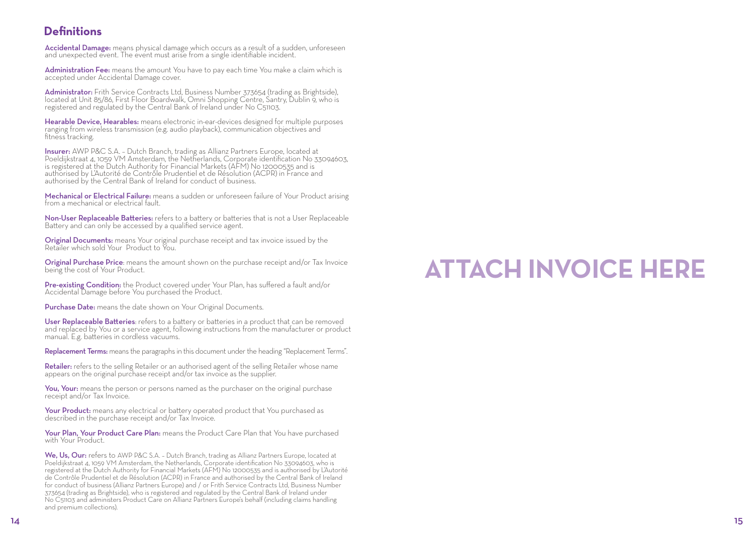## Definitions

**Accidental Damage:** means physical damage which occurs as a result of a sudden, unforeseen and unexpected event. The event must arise from a single identifiable incident.

**Administration Fee:** means the amount You have to pay each time You make a claim which is accepted under Accidental Damage cover.

**Administrator:** Frith Service Contracts Ltd, Business Number 373654 (trading as Brightside), located at Unit 85/86, First Floor Boardwalk, Omni Shopping Centre, Santry, Dublin 9, who is registered and regulated by the Central Bank of Ireland under No C51103.

**Hearable Device, Hearables:** means electronic in-ear-devices designed for multiple purposes ranging from wireless transmission (e.g. audio playback), communication objectives and fitness tracking.

**Insurer:** AWP P&C S.A. – Dutch Branch, trading as Allianz Partners Europe, located at Poeldijkstraat 4, 1059 VM Amsterdam, the Netherlands, Corporate identification No 33094603, is registered at the Dutch Authority for Financial Markets (AFM) No 12000535 and is authorised by L'Autorité de Contrôle Prudentiel et de Résolution (ACPR) in France and authorised by the Central Bank of Ireland for conduct of business.

**Mechanical or Electrical Failure:** means a sudden or unforeseen failure of Your Product arising from a mechanical or electrical fault.

**Non-User Replaceable Batteries:** refers to a battery or batteries that is not a User Replaceable Battery and can only be accessed by a qualified service agent.

**Original Documents:** means Your original purchase receipt and tax invoice issued by the Retailer which sold Your Product to You.

**Original Purchase Price**: means the amount shown on the purchase receipt and/or Tax Invoice being the cost of Your Product.

**Pre-existing Condition:** the Product covered under Your Plan, has suffered a fault and/or Accidental Damage before You purchased the Product.

**Purchase Date:** means the date shown on Your Original Documents.

**User Replaceable Batteries**: refers to a battery or batteries in a product that can be removed and replaced by You or a service agent, following instructions from the manufacturer or product manual. E.g. batteries in cordless vacuums.

**Replacement Terms:** means the paragraphs in this document under the heading "Replacement Terms".

**Retailer:** refers to the selling Retailer or an authorised agent of the selling Retailer whose name appears on the original purchase receipt and/or tax invoice as the supplier.

**You, Your:** means the person or persons named as the purchaser on the original purchase receipt and/or Tax Invoice.

**Your Product:** means any electrical or battery operated product that You purchased as described in the purchase receipt and/or Tax Invoice.

**Your Plan, Your Product Care Plan:** means the Product Care Plan that You have purchased with Your Product.

**We, Us, Our:** refers to AWP P&C S.A. – Dutch Branch, trading as Allianz Partners Europe, located at Poeldijkstraat 4, 1059 VM Amsterdam, the Netherlands, Corporate identification No 33094603, who is registered at the Dutch Authority for Financial Markets (AFM) No 12000535 and is authorised by L'Autorité de Contrôle Prudentiel et de Résolution (ACPR) in France and authorised by the Central Bank of Ireland for conduct of business (Allianz Partners Europe) and / or Frith Service Contracts Ltd, Business Number 373654 (trading as Brightside), who is registered and regulated by the Central Bank of Ireland under No C51103 and administers Product Care on Allianz Partners Europe's behalf (including claims handling and premium collections).

# ATTACH INVOICE HERE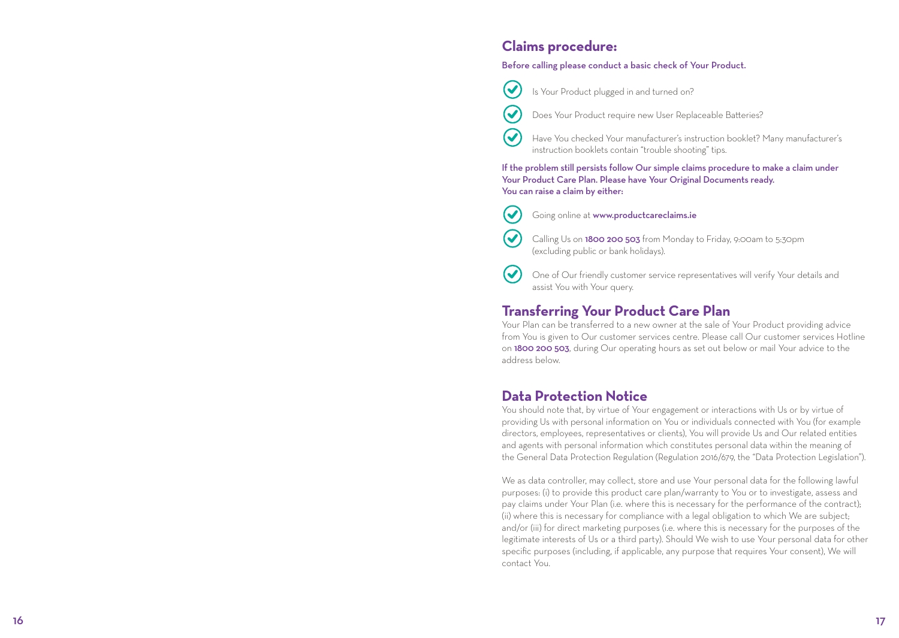## Claims procedure:

**Before calling please conduct a basic check of Your Product.**

- Is Your Product plugged in and turned on?
- Does Your Product require new User Replaceable Batteries?
- Have You checked Your manufacturer's instruction booklet? Many manufacturer's instruction booklets contain "trouble shooting" tips.

**If the problem still persists follow Our simple claims procedure to make a claim under Your Product Care Plan. Please have Your Original Documents ready. You can raise a claim by either:**

- Going online at **www.productcareclaims.ie**
- Calling Us on **1800 200 503** from Monday to Friday, 9:00am to 5:30pm (excluding public or bank holidays).
- One of Our friendly customer service representatives will verify Your details and assist You with Your query.

## Transferring Your Product Care Plan

Your Plan can be transferred to a new owner at the sale of Your Product providing advice from You is given to Our customer services centre. Please call Our customer services Hotline on **1800 200 503**, during Our operating hours as set out below or mail Your advice to the address below.

## Data Protection Notice

You should note that, by virtue of Your engagement or interactions with Us or by virtue of providing Us with personal information on You or individuals connected with You (for example directors, employees, representatives or clients), You will provide Us and Our related entities and agents with personal information which constitutes personal data within the meaning of the General Data Protection Regulation (Regulation 2016/679, the "Data Protection Legislation").

We as data controller, may collect, store and use Your personal data for the following lawful purposes: (i) to provide this product care plan/warranty to You or to investigate, assess and pay claims under Your Plan (i.e. where this is necessary for the performance of the contract); (ii) where this is necessary for compliance with a legal obligation to which We are subject; and/or (iii) for direct marketing purposes (i.e. where this is necessary for the purposes of the legitimate interests of Us or a third party). Should We wish to use Your personal data for other specific purposes (including, if applicable, any purpose that requires Your consent), We will contact You.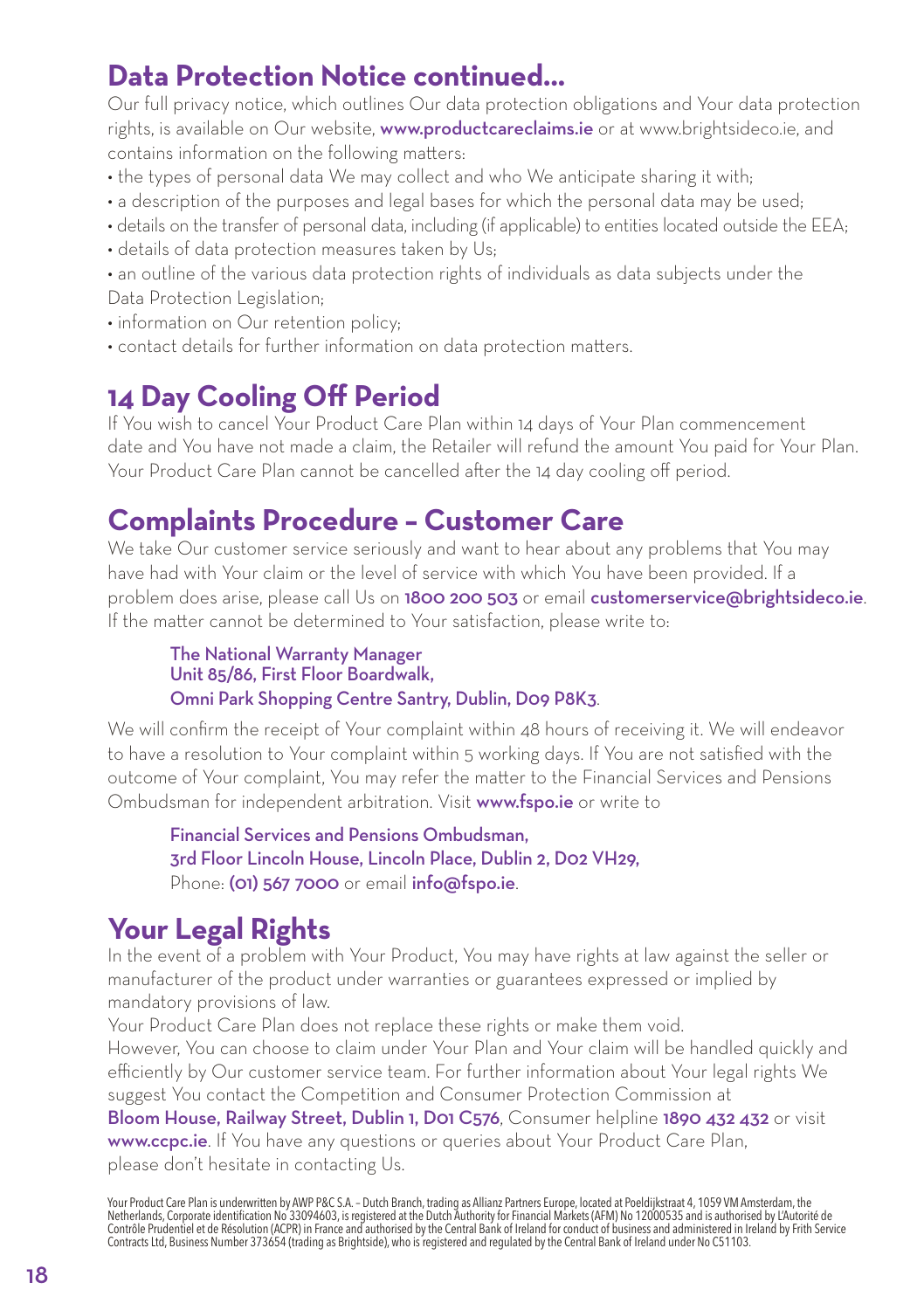## Data Protection Notice continued...

Our full privacy notice, which outlines Our data protection obligations and Your data protection rights, is available on Our website, **www.productcareclaims.ie** or at www.brightsideco.ie, and contains information on the following matters:

- the types of personal data We may collect and who We anticipate sharing it with;
- a description of the purposes and legal bases for which the personal data may be used;
- details on the transfer of personal data, including (if applicable) to entities located outside the EEA;
- details of data protection measures taken by Us;
- an outline of the various data protection rights of individuals as data subjects under the Data Protection Legislation;
- information on Our retention policy;
- contact details for further information on data protection matters.

## 14 Day Cooling Off Period

If You wish to cancel Your Product Care Plan within 14 days of Your Plan commencement date and You have not made a claim, the Retailer will refund the amount You paid for Your Plan. Your Product Care Plan cannot be cancelled after the 14 day cooling off period.

## Complaints Procedure – Customer Care

We take Our customer service seriously and want to hear about any problems that You may have had with Your claim or the level of service with which You have been provided. If a problem does arise, please call Us on **1800 200 503** or email **customerservice@brightsideco.ie**. If the matter cannot be determined to Your satisfaction, please write to:

The National Warranty Manager
Unit 85/86, First Floor Boardwalk,
Omni Park Shopping Centre Santry, Dublin, D09 P8K3.

We will confirm the receipt of Your complaint within 48 hours of receiving it. We will endeavor to have a resolution to Your complaint within 5 working days. If You are not satisfied with the outcome of Your complaint, You may refer the matter to the Financial Services and Pensions Ombudsman for independent arbitration. Visit **www.fspo.ie** or write to

Financial Services and Pensions Ombudsman,
3rd Floor Lincoln House, Lincoln Place, Dublin 2, D02 VH29,
Phone: **(01) 567 7000** or email **info@fspo.ie**.

## Your Legal Rights

In the event of a problem with Your Product, You may have rights at law against the seller or manufacturer of the product under warranties or guarantees expressed or implied by mandatory provisions of law.

Your Product Care Plan does not replace these rights or make them void.

However, You can choose to claim under Your Plan and Your claim will be handled quickly and efficiently by Our customer service team. For further information about Your legal rights We suggest You contact the Competition and Consumer Protection Commission at **Bloom House, Railway Street, Dublin 1, D01 C576**, Consumer helpline **1890 432 432** or visit **www.ccpc.ie**. If You have any questions or queries about Your Product Care Plan, please don't hesitate in contacting Us.

Your Product Care Plan is underwritten by AWP P&C S.A. – Dutch Branch, trading as Allianz Partners Europe, located at Poeldijkstraat 4, 1059 VM Amsterdam, the Netherlands, Corporate identification No 33094603, is registered at the Dutch Authority for Financial Markets (AFM) No 12000535 and is authorised by L'Autorité de Contrôle Prudentiel et de Résolution (ACPR) in France and authorised by the Central Bank of Ireland for conduct of business and administered in Ireland by Frith Service Contracts Ltd, Business Number 373654 (trading as Brightside), who is registered and regulated by the Central Bank of Ireland under No C51103.